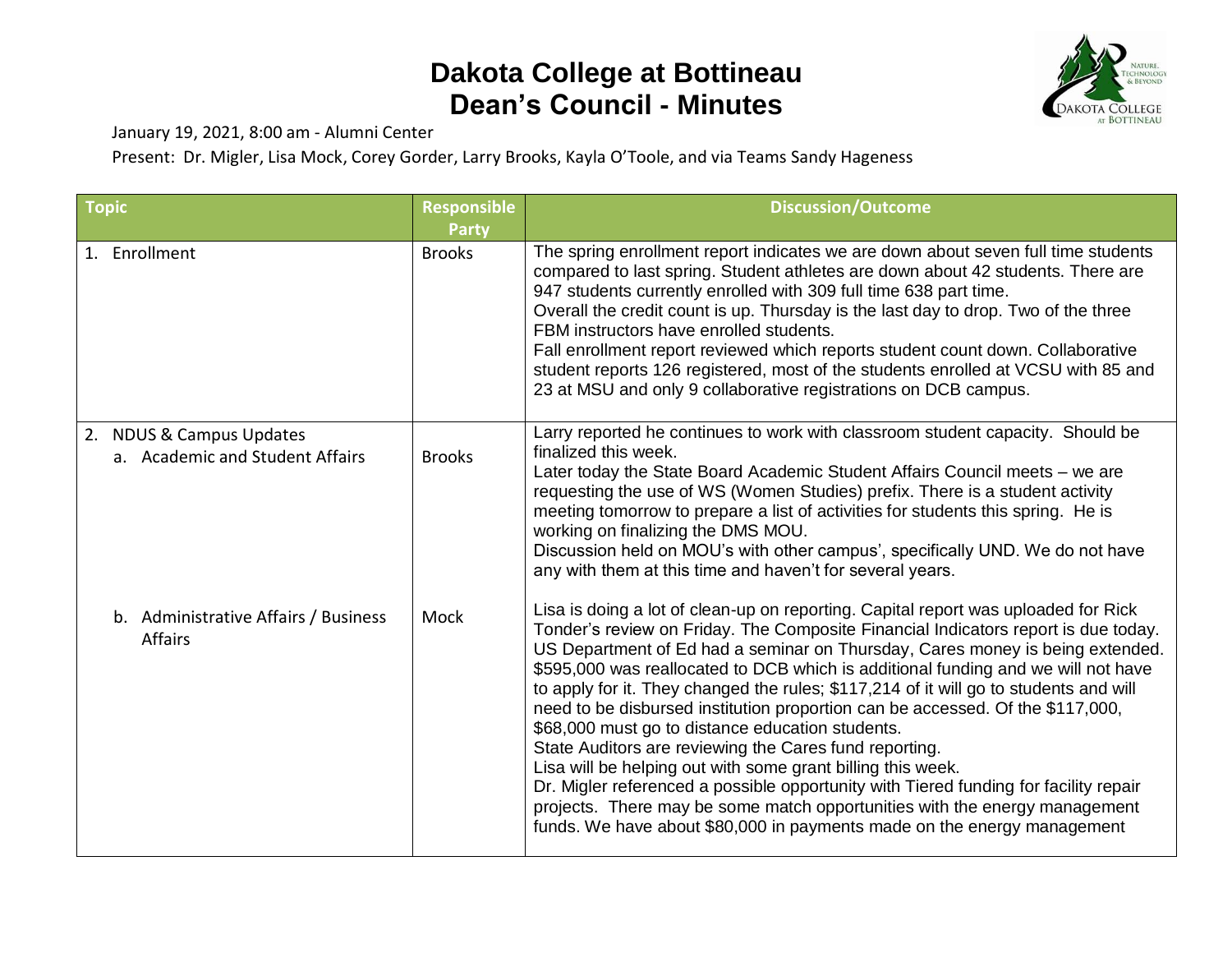# Dakota College at Bottineau
# Dean's Council - Minutes

January 19, 2021, 8:00 am - Alumni Center

Present: Dr. Migler, Lisa Mock, Corey Gorder, Larry Brooks, Kayla O'Toole, and via Teams Sandy Hageness

| Topic | Responsible Party | Discussion/Outcome |
|---|---|---|
| 1. Enrollment | Brooks | The spring enrollment report indicates we are down about seven full time students compared to last spring. Student athletes are down about 42 students. There are 947 students currently enrolled with 309 full time 638 part time.<br>Overall the credit count is up. Thursday is the last day to drop. Two of the three FBM instructors have enrolled students.<br>Fall enrollment report reviewed which reports student count down. Collaborative student reports 126 registered, most of the students enrolled at VCSU with 85 and 23 at MSU and only 9 collaborative registrations on DCB campus. |
| 2. NDUS & Campus Updates<br>a. Academic and Student Affairs | Brooks | Larry reported he continues to work with classroom student capacity. Should be finalized this week.<br>Later today the State Board Academic Student Affairs Council meets – we are requesting the use of WS (Women Studies) prefix. There is a student activity meeting tomorrow to prepare a list of activities for students this spring. He is working on finalizing the DMS MOU.<br>Discussion held on MOU's with other campus', specifically UND. We do not have any with them at this time and haven't for several years. |
| b. Administrative Affairs / Business Affairs | Mock | Lisa is doing a lot of clean-up on reporting. Capital report was uploaded for Rick Tonder's review on Friday. The Composite Financial Indicators report is due today. US Department of Ed had a seminar on Thursday, Cares money is being extended. \$595,000 was reallocated to DCB which is additional funding and we will not have to apply for it. They changed the rules; \$117,214 of it will go to students and will need to be disbursed institution proportion can be accessed. Of the \$117,000, \$68,000 must go to distance education students.<br>State Auditors are reviewing the Cares fund reporting.<br>Lisa will be helping out with some grant billing this week.<br>Dr. Migler referenced a possible opportunity with Tiered funding for facility repair projects. There may be some match opportunities with the energy management funds. We have about \$80,000 in payments made on the energy management |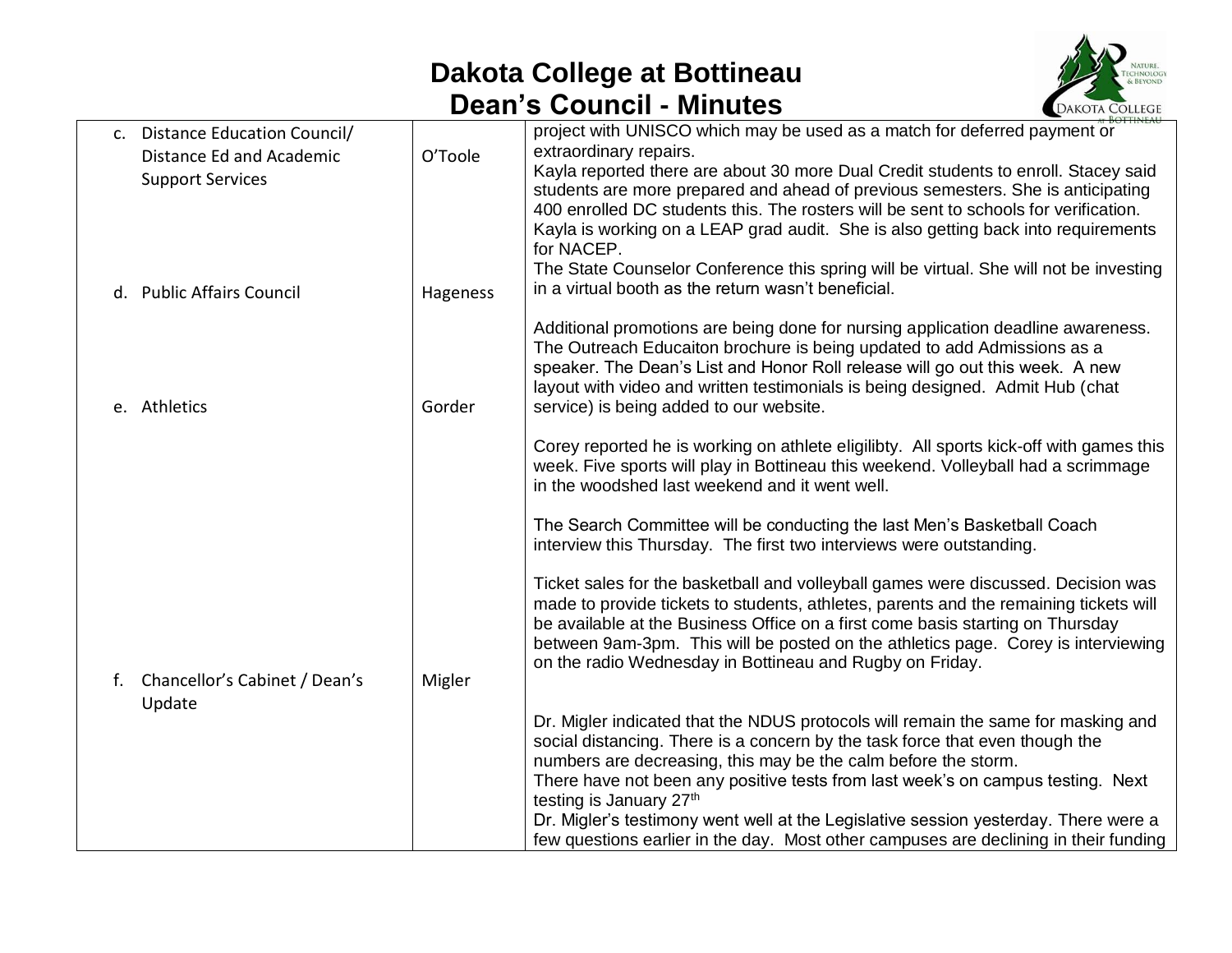# Dakota College at Bottineau
## Dean's Council - Minutes

| | | |
|---|---|---|
| c. Distance Education Council/ Distance Ed and Academic Support Services | O'Toole | project with UNISCO which may be used as a match for deferred payment or extraordinary repairs.<br>Kayla reported there are about 30 more Dual Credit students to enroll. Stacey said students are more prepared and ahead of previous semesters. She is anticipating 400 enrolled DC students this. The rosters will be sent to schools for verification. Kayla is working on a LEAP grad audit. She is also getting back into requirements for NACEP.<br>The State Counselor Conference this spring will be virtual. She will not be investing in a virtual booth as the return wasn't beneficial. |
| d. Public Affairs Council | Hageness | Additional promotions are being done for nursing application deadline awareness. The Outreach Educaiton brochure is being updated to add Admissions as a speaker. The Dean's List and Honor Roll release will go out this week. A new layout with video and written testimonials is being designed. Admit Hub (chat service) is being added to our website. |
| e. Athletics | Gorder | Corey reported he is working on athlete eligilibty. All sports kick-off with games this week. Five sports will play in Bottineau this weekend. Volleyball had a scrimmage in the woodshed last weekend and it went well.<br><br>The Search Committee will be conducting the last Men's Basketball Coach interview this Thursday. The first two interviews were outstanding.<br><br>Ticket sales for the basketball and volleyball games were discussed. Decision was made to provide tickets to students, athletes, parents and the remaining tickets will be available at the Business Office on a first come basis starting on Thursday between 9am-3pm. This will be posted on the athletics page. Corey is interviewing on the radio Wednesday in Bottineau and Rugby on Friday. |
| f. Chancellor's Cabinet / Dean's Update | Migler | Dr. Migler indicated that the NDUS protocols will remain the same for masking and social distancing. There is a concern by the task force that even though the numbers are decreasing, this may be the calm before the storm.<br>There have not been any positive tests from last week's on campus testing. Next testing is January 27th<br>Dr. Migler's testimony went well at the Legislative session yesterday. There were a few questions earlier in the day. Most other campuses are declining in their funding |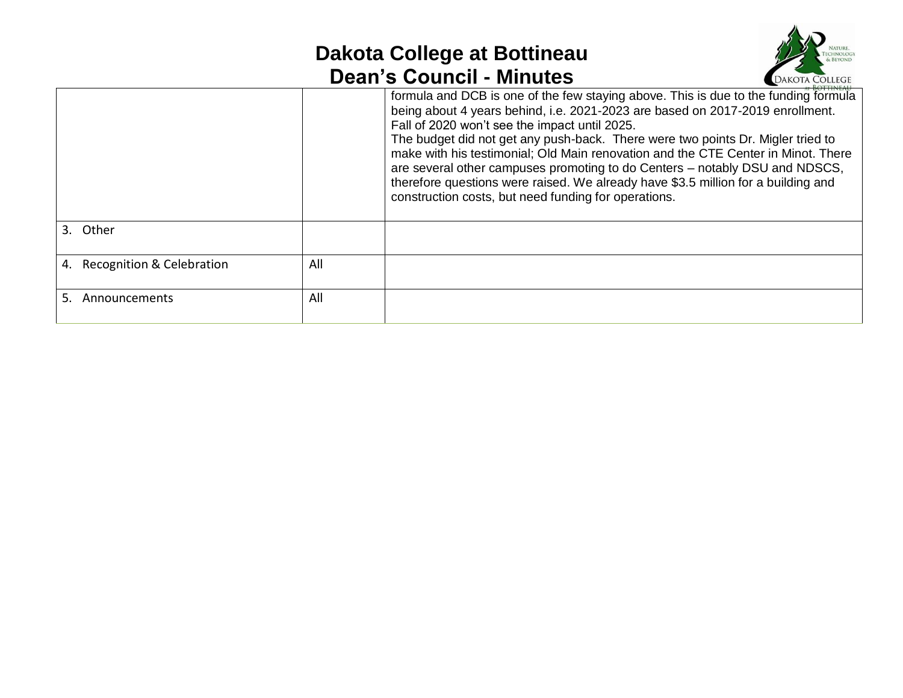| | | |
|---|---|---|
| | | formula and DCB is one of the few staying above. This is due to the funding formula being about 4 years behind, i.e. 2021-2023 are based on 2017-2019 enrollment. Fall of 2020 won't see the impact until 2025.<br>The budget did not get any push-back. There were two points Dr. Migler tried to make with his testimonial; Old Main renovation and the CTE Center in Minot. There are several other campuses promoting to do Centers – notably DSU and NDSCS, therefore questions were raised. We already have $3.5 million for a building and construction costs, but need funding for operations. |
| 3. Other | | |
| 4. Recognition & Celebration | All | |
| 5. Announcements | All | |